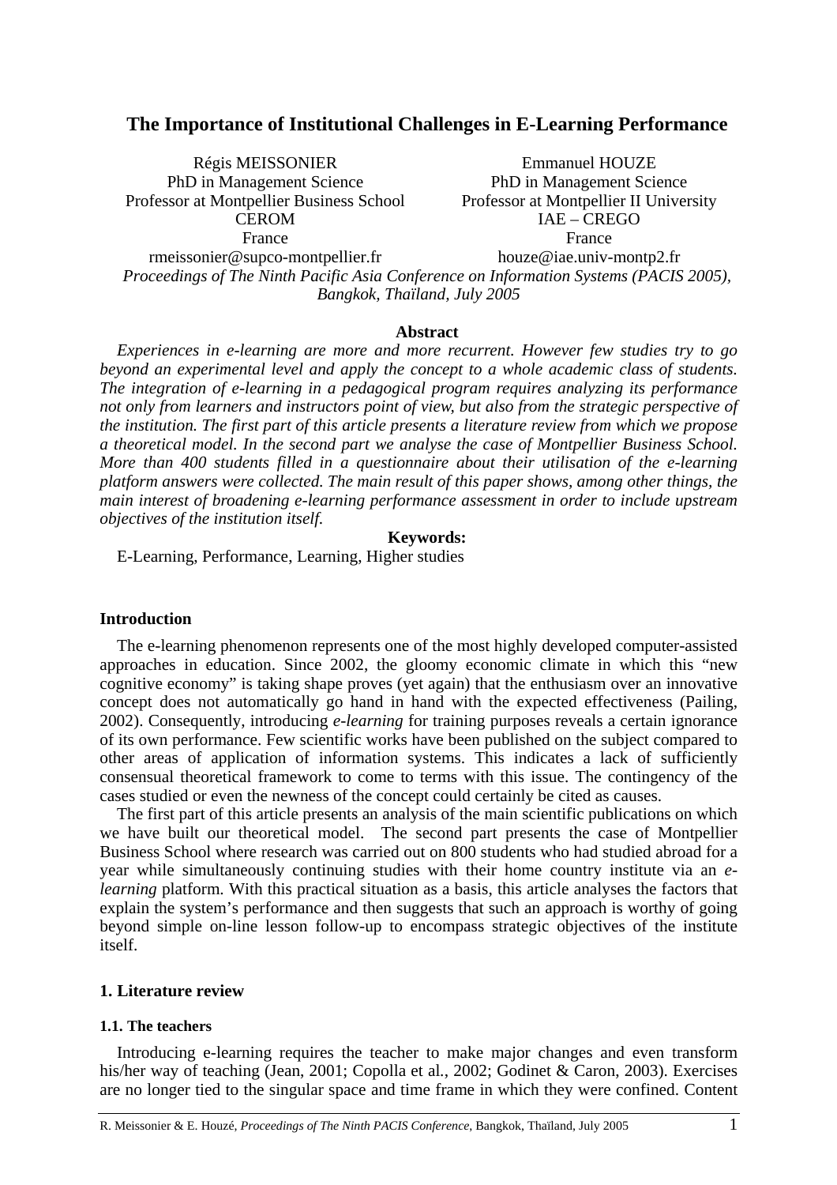# The Importance of Institutional Challenges in E-Learning Performance

Régis MEISSONIER
PhD in Management Science
Professor at Montpellier Business School
CEROM
France
rmeissonier@supco-montpellier.fr

Emmanuel HOUZE
PhD in Management Science
Professor at Montpellier II University
IAE – CREGO
France
houze@iae.univ-montp2.fr

*Proceedings of The Ninth Pacific Asia Conference on Information Systems (PACIS 2005), Bangkok, Thaïland, July 2005*

**Abstract**

*Experiences in e-learning are more and more recurrent. However few studies try to go beyond an experimental level and apply the concept to a whole academic class of students. The integration of e-learning in a pedagogical program requires analyzing its performance not only from learners and instructors point of view, but also from the strategic perspective of the institution. The first part of this article presents a literature review from which we propose a theoretical model. In the second part we analyse the case of Montpellier Business School. More than 400 students filled in a questionnaire about their utilisation of the e-learning platform answers were collected. The main result of this paper shows, among other things, the main interest of broadening e-learning performance assessment in order to include upstream objectives of the institution itself.*

**Keywords:**

E-Learning, Performance, Learning, Higher studies

## Introduction

The e-learning phenomenon represents one of the most highly developed computer-assisted approaches in education. Since 2002, the gloomy economic climate in which this "new cognitive economy" is taking shape proves (yet again) that the enthusiasm over an innovative concept does not automatically go hand in hand with the expected effectiveness (Pailing, 2002). Consequently, introducing *e-learning* for training purposes reveals a certain ignorance of its own performance. Few scientific works have been published on the subject compared to other areas of application of information systems. This indicates a lack of sufficiently consensual theoretical framework to come to terms with this issue. The contingency of the cases studied or even the newness of the concept could certainly be cited as causes.

The first part of this article presents an analysis of the main scientific publications on which we have built our theoretical model. The second part presents the case of Montpellier Business School where research was carried out on 800 students who had studied abroad for a year while simultaneously continuing studies with their home country institute via an *e-learning* platform. With this practical situation as a basis, this article analyses the factors that explain the system's performance and then suggests that such an approach is worthy of going beyond simple on-line lesson follow-up to encompass strategic objectives of the institute itself.

## 1. Literature review

### 1.1. The teachers

Introducing e-learning requires the teacher to make major changes and even transform his/her way of teaching (Jean, 2001; Copolla et al., 2002; Godinet & Caron, 2003). Exercises are no longer tied to the singular space and time frame in which they were confined. Content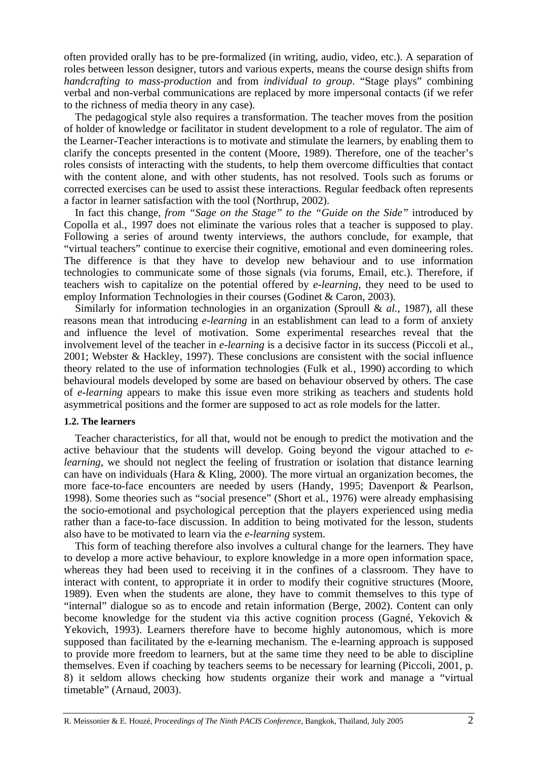often provided orally has to be pre-formalized (in writing, audio, video, etc.). A separation of roles between lesson designer, tutors and various experts, means the course design shifts from *handcrafting to mass-production* and from *individual to group*. "Stage plays" combining verbal and non-verbal communications are replaced by more impersonal contacts (if we refer to the richness of media theory in any case).

The pedagogical style also requires a transformation. The teacher moves from the position of holder of knowledge or facilitator in student development to a role of regulator. The aim of the Learner-Teacher interactions is to motivate and stimulate the learners, by enabling them to clarify the concepts presented in the content (Moore, 1989). Therefore, one of the teacher's roles consists of interacting with the students, to help them overcome difficulties that contact with the content alone, and with other students, has not resolved. Tools such as forums or corrected exercises can be used to assist these interactions. Regular feedback often represents a factor in learner satisfaction with the tool (Northrup, 2002).

In fact this change, *from "Sage on the Stage" to the "Guide on the Side"* introduced by Copolla et al., 1997 does not eliminate the various roles that a teacher is supposed to play. Following a series of around twenty interviews, the authors conclude, for example, that "virtual teachers" continue to exercise their cognitive, emotional and even domineering roles. The difference is that they have to develop new behaviour and to use information technologies to communicate some of those signals (via forums, Email, etc.). Therefore, if teachers wish to capitalize on the potential offered by *e-learning*, they need to be used to employ Information Technologies in their courses (Godinet & Caron, 2003).

Similarly for information technologies in an organization (Sproull & *al.*, 1987), all these reasons mean that introducing *e-learning* in an establishment can lead to a form of anxiety and influence the level of motivation. Some experimental researches reveal that the involvement level of the teacher in *e-learning* is a decisive factor in its success (Piccoli et al., 2001; Webster & Hackley, 1997). These conclusions are consistent with the social influence theory related to the use of information technologies (Fulk et al., 1990) according to which behavioural models developed by some are based on behaviour observed by others. The case of *e-learning* appears to make this issue even more striking as teachers and students hold asymmetrical positions and the former are supposed to act as role models for the latter.

#### 1.2. The learners

Teacher characteristics, for all that, would not be enough to predict the motivation and the active behaviour that the students will develop. Going beyond the vigour attached to *e-learning*, we should not neglect the feeling of frustration or isolation that distance learning can have on individuals (Hara & Kling, 2000). The more virtual an organization becomes, the more face-to-face encounters are needed by users (Handy, 1995; Davenport & Pearlson, 1998). Some theories such as "social presence" (Short et al., 1976) were already emphasising the socio-emotional and psychological perception that the players experienced using media rather than a face-to-face discussion. In addition to being motivated for the lesson, students also have to be motivated to learn via the *e-learning* system.

This form of teaching therefore also involves a cultural change for the learners. They have to develop a more active behaviour, to explore knowledge in a more open information space, whereas they had been used to receiving it in the confines of a classroom. They have to interact with content, to appropriate it in order to modify their cognitive structures (Moore, 1989). Even when the students are alone, they have to commit themselves to this type of "internal" dialogue so as to encode and retain information (Berge, 2002). Content can only become knowledge for the student via this active cognition process (Gagné, Yekovich & Yekovich, 1993). Learners therefore have to become highly autonomous, which is more supposed than facilitated by the e-learning mechanism. The e-learning approach is supposed to provide more freedom to learners, but at the same time they need to be able to discipline themselves. Even if coaching by teachers seems to be necessary for learning (Piccoli, 2001, p. 8) it seldom allows checking how students organize their work and manage a "virtual timetable" (Arnaud, 2003).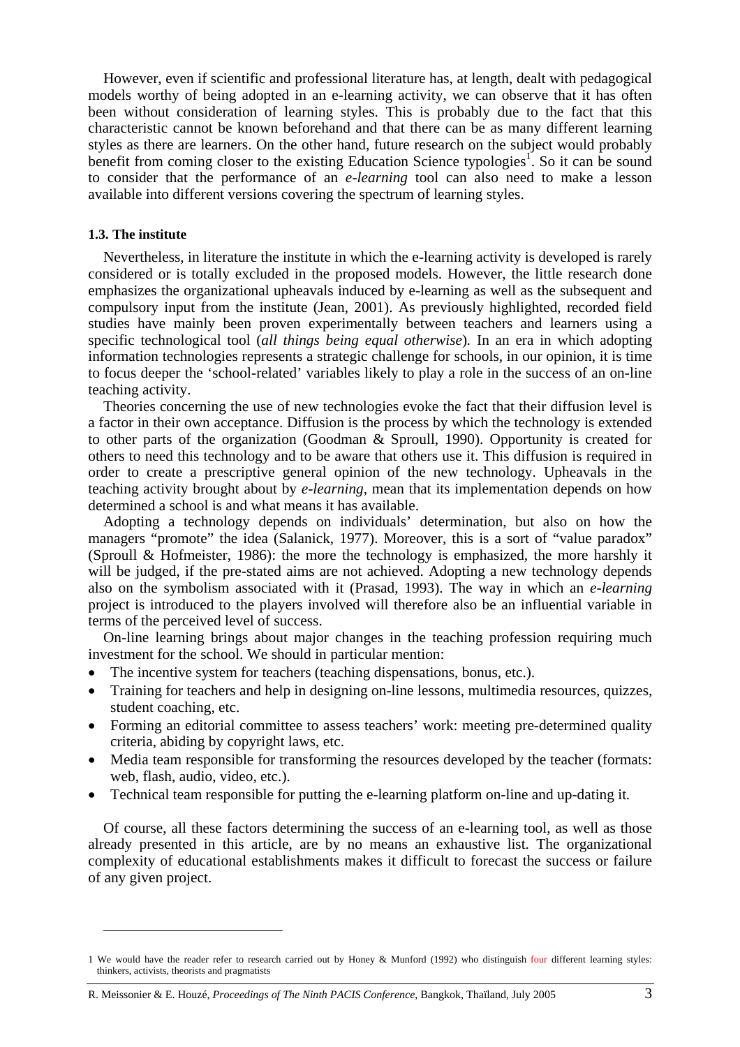However, even if scientific and professional literature has, at length, dealt with pedagogical models worthy of being adopted in an e-learning activity, we can observe that it has often been without consideration of learning styles. This is probably due to the fact that this characteristic cannot be known beforehand and that there can be as many different learning styles as there are learners. On the other hand, future research on the subject would probably benefit from coming closer to the existing Education Science typologies[1]. So it can be sound to consider that the performance of an *e-learning* tool can also need to make a lesson available into different versions covering the spectrum of learning styles.

### 1.3. The institute

Nevertheless, in literature the institute in which the e-learning activity is developed is rarely considered or is totally excluded in the proposed models. However, the little research done emphasizes the organizational upheavals induced by e-learning as well as the subsequent and compulsory input from the institute (Jean, 2001). As previously highlighted, recorded field studies have mainly been proven experimentally between teachers and learners using a specific technological tool (*all things being equal otherwise*). In an era in which adopting information technologies represents a strategic challenge for schools, in our opinion, it is time to focus deeper the 'school-related' variables likely to play a role in the success of an on-line teaching activity.

Theories concerning the use of new technologies evoke the fact that their diffusion level is a factor in their own acceptance. Diffusion is the process by which the technology is extended to other parts of the organization (Goodman & Sproull, 1990). Opportunity is created for others to need this technology and to be aware that others use it. This diffusion is required in order to create a prescriptive general opinion of the new technology. Upheavals in the teaching activity brought about by *e-learning*, mean that its implementation depends on how determined a school is and what means it has available.

Adopting a technology depends on individuals' determination, but also on how the managers "promote" the idea (Salanick, 1977). Moreover, this is a sort of "value paradox" (Sproull & Hofmeister, 1986): the more the technology is emphasized, the more harshly it will be judged, if the pre-stated aims are not achieved. Adopting a new technology depends also on the symbolism associated with it (Prasad, 1993). The way in which an *e-learning* project is introduced to the players involved will therefore also be an influential variable in terms of the perceived level of success.

On-line learning brings about major changes in the teaching profession requiring much investment for the school. We should in particular mention:

- The incentive system for teachers (teaching dispensations, bonus, etc.).
- Training for teachers and help in designing on-line lessons, multimedia resources, quizzes, student coaching, etc.
- Forming an editorial committee to assess teachers' work: meeting pre-determined quality criteria, abiding by copyright laws, etc.
- Media team responsible for transforming the resources developed by the teacher (formats: web, flash, audio, video, etc.).
- Technical team responsible for putting the e-learning platform on-line and up-dating it.

Of course, all these factors determining the success of an e-learning tool, as well as those already presented in this article, are by no means an exhaustive list. The organizational complexity of educational establishments makes it difficult to forecast the success or failure of any given project.

---

[1] We would have the reader refer to research carried out by Honey & Munford (1992) who distinguish four different learning styles: thinkers, activists, theorists and pragmatists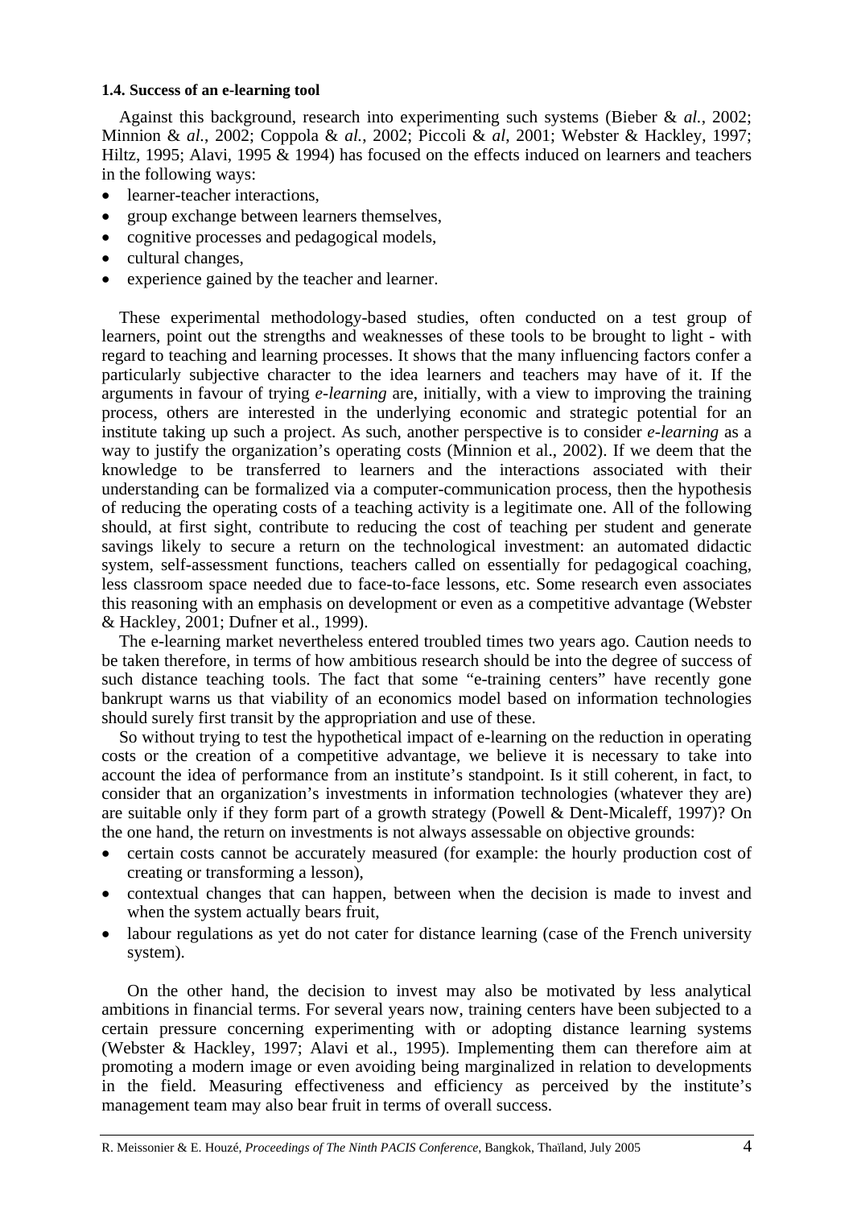#### 1.4. Success of an e-learning tool

Against this background, research into experimenting such systems (Bieber & *al.*, 2002; Minnion & *al.*, 2002; Coppola & *al.*, 2002; Piccoli & *al*, 2001; Webster & Hackley, 1997; Hiltz, 1995; Alavi, 1995 & 1994) has focused on the effects induced on learners and teachers in the following ways:

- learner-teacher interactions,
- group exchange between learners themselves,
- cognitive processes and pedagogical models,
- cultural changes,
- experience gained by the teacher and learner.

These experimental methodology-based studies, often conducted on a test group of learners, point out the strengths and weaknesses of these tools to be brought to light - with regard to teaching and learning processes. It shows that the many influencing factors confer a particularly subjective character to the idea learners and teachers may have of it. If the arguments in favour of trying *e-learning* are, initially, with a view to improving the training process, others are interested in the underlying economic and strategic potential for an institute taking up such a project. As such, another perspective is to consider *e-learning* as a way to justify the organization's operating costs (Minnion et al., 2002). If we deem that the knowledge to be transferred to learners and the interactions associated with their understanding can be formalized via a computer-communication process, then the hypothesis of reducing the operating costs of a teaching activity is a legitimate one. All of the following should, at first sight, contribute to reducing the cost of teaching per student and generate savings likely to secure a return on the technological investment: an automated didactic system, self-assessment functions, teachers called on essentially for pedagogical coaching, less classroom space needed due to face-to-face lessons, etc. Some research even associates this reasoning with an emphasis on development or even as a competitive advantage (Webster & Hackley, 2001; Dufner et al., 1999).

The e-learning market nevertheless entered troubled times two years ago. Caution needs to be taken therefore, in terms of how ambitious research should be into the degree of success of such distance teaching tools. The fact that some "e-training centers" have recently gone bankrupt warns us that viability of an economics model based on information technologies should surely first transit by the appropriation and use of these.

So without trying to test the hypothetical impact of e-learning on the reduction in operating costs or the creation of a competitive advantage, we believe it is necessary to take into account the idea of performance from an institute's standpoint. Is it still coherent, in fact, to consider that an organization's investments in information technologies (whatever they are) are suitable only if they form part of a growth strategy (Powell & Dent-Micaleff, 1997)? On the one hand, the return on investments is not always assessable on objective grounds:

- certain costs cannot be accurately measured (for example: the hourly production cost of creating or transforming a lesson),
- contextual changes that can happen, between when the decision is made to invest and when the system actually bears fruit,
- labour regulations as yet do not cater for distance learning (case of the French university system).

On the other hand, the decision to invest may also be motivated by less analytical ambitions in financial terms. For several years now, training centers have been subjected to a certain pressure concerning experimenting with or adopting distance learning systems (Webster & Hackley, 1997; Alavi et al., 1995). Implementing them can therefore aim at promoting a modern image or even avoiding being marginalized in relation to developments in the field. Measuring effectiveness and efficiency as perceived by the institute's management team may also bear fruit in terms of overall success.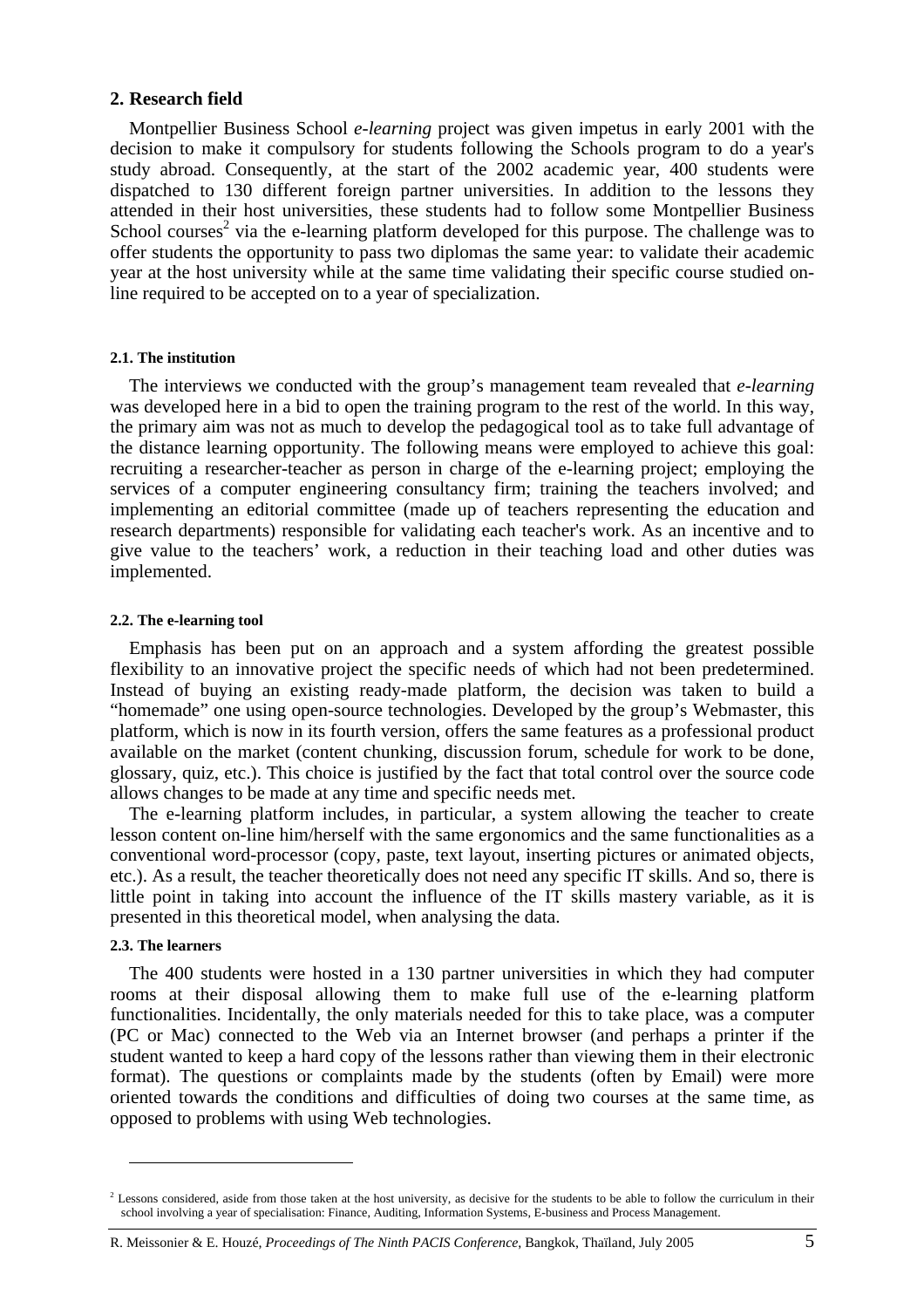## 2. Research field

Montpellier Business School *e-learning* project was given impetus in early 2001 with the decision to make it compulsory for students following the Schools program to do a year's study abroad. Consequently, at the start of the 2002 academic year, 400 students were dispatched to 130 different foreign partner universities. In addition to the lessons they attended in their host universities, these students had to follow some Montpellier Business School courses[2] via the e-learning platform developed for this purpose. The challenge was to offer students the opportunity to pass two diplomas the same year: to validate their academic year at the host university while at the same time validating their specific course studied on-line required to be accepted on to a year of specialization.

#### 2.1. The institution

The interviews we conducted with the group's management team revealed that *e-learning* was developed here in a bid to open the training program to the rest of the world. In this way, the primary aim was not as much to develop the pedagogical tool as to take full advantage of the distance learning opportunity. The following means were employed to achieve this goal: recruiting a researcher-teacher as person in charge of the e-learning project; employing the services of a computer engineering consultancy firm; training the teachers involved; and implementing an editorial committee (made up of teachers representing the education and research departments) responsible for validating each teacher's work. As an incentive and to give value to the teachers' work, a reduction in their teaching load and other duties was implemented.

#### 2.2. The e-learning tool

Emphasis has been put on an approach and a system affording the greatest possible flexibility to an innovative project the specific needs of which had not been predetermined. Instead of buying an existing ready-made platform, the decision was taken to build a "homemade" one using open-source technologies. Developed by the group's Webmaster, this platform, which is now in its fourth version, offers the same features as a professional product available on the market (content chunking, discussion forum, schedule for work to be done, glossary, quiz, etc.). This choice is justified by the fact that total control over the source code allows changes to be made at any time and specific needs met.

The e-learning platform includes, in particular, a system allowing the teacher to create lesson content on-line him/herself with the same ergonomics and the same functionalities as a conventional word-processor (copy, paste, text layout, inserting pictures or animated objects, etc.). As a result, the teacher theoretically does not need any specific IT skills. And so, there is little point in taking into account the influence of the IT skills mastery variable, as it is presented in this theoretical model, when analysing the data.

#### 2.3. The learners

The 400 students were hosted in a 130 partner universities in which they had computer rooms at their disposal allowing them to make full use of the e-learning platform functionalities. Incidentally, the only materials needed for this to take place, was a computer (PC or Mac) connected to the Web via an Internet browser (and perhaps a printer if the student wanted to keep a hard copy of the lessons rather than viewing them in their electronic format). The questions or complaints made by the students (often by Email) were more oriented towards the conditions and difficulties of doing two courses at the same time, as opposed to problems with using Web technologies.

---

[2] Lessons considered, aside from those taken at the host university, as decisive for the students to be able to follow the curriculum in their school involving a year of specialisation: Finance, Auditing, Information Systems, E-business and Process Management.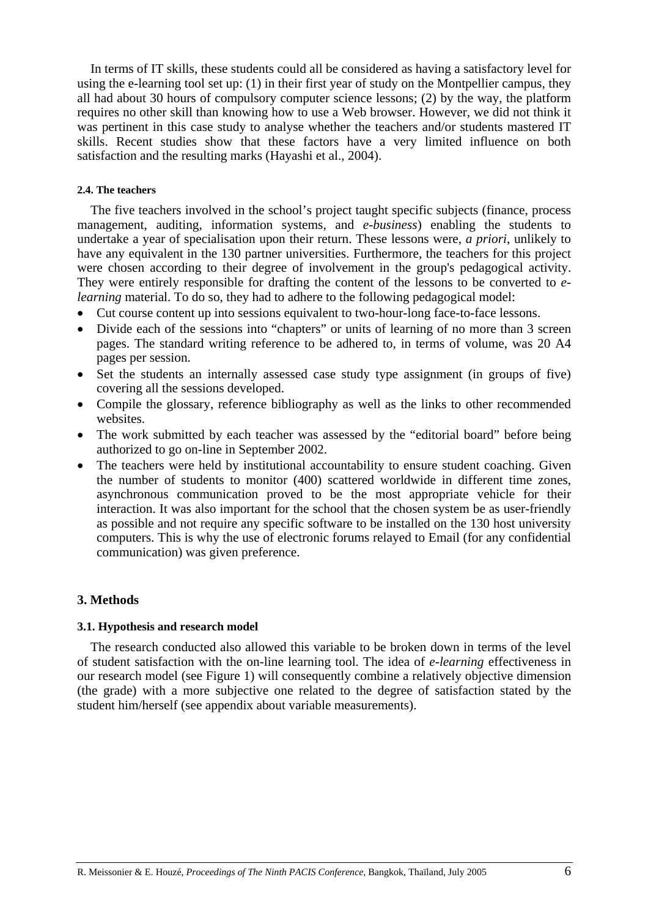In terms of IT skills, these students could all be considered as having a satisfactory level for using the e-learning tool set up: (1) in their first year of study on the Montpellier campus, they all had about 30 hours of compulsory computer science lessons; (2) by the way, the platform requires no other skill than knowing how to use a Web browser. However, we did not think it was pertinent in this case study to analyse whether the teachers and/or students mastered IT skills. Recent studies show that these factors have a very limited influence on both satisfaction and the resulting marks (Hayashi et al., 2004).

#### 2.4. The teachers

The five teachers involved in the school's project taught specific subjects (finance, process management, auditing, information systems, and *e-business*) enabling the students to undertake a year of specialisation upon their return. These lessons were, *a priori*, unlikely to have any equivalent in the 130 partner universities. Furthermore, the teachers for this project were chosen according to their degree of involvement in the group's pedagogical activity. They were entirely responsible for drafting the content of the lessons to be converted to *e-learning* material. To do so, they had to adhere to the following pedagogical model:

- Cut course content up into sessions equivalent to two-hour-long face-to-face lessons.
- Divide each of the sessions into "chapters" or units of learning of no more than 3 screen pages. The standard writing reference to be adhered to, in terms of volume, was 20 A4 pages per session.
- Set the students an internally assessed case study type assignment (in groups of five) covering all the sessions developed.
- Compile the glossary, reference bibliography as well as the links to other recommended websites.
- The work submitted by each teacher was assessed by the "editorial board" before being authorized to go on-line in September 2002.
- The teachers were held by institutional accountability to ensure student coaching. Given the number of students to monitor (400) scattered worldwide in different time zones, asynchronous communication proved to be the most appropriate vehicle for their interaction. It was also important for the school that the chosen system be as user-friendly as possible and not require any specific software to be installed on the 130 host university computers. This is why the use of electronic forums relayed to Email (for any confidential communication) was given preference.

## 3. Methods

#### 3.1. Hypothesis and research model

The research conducted also allowed this variable to be broken down in terms of the level of student satisfaction with the on-line learning tool. The idea of *e-learning* effectiveness in our research model (see Figure 1) will consequently combine a relatively objective dimension (the grade) with a more subjective one related to the degree of satisfaction stated by the student him/herself (see appendix about variable measurements).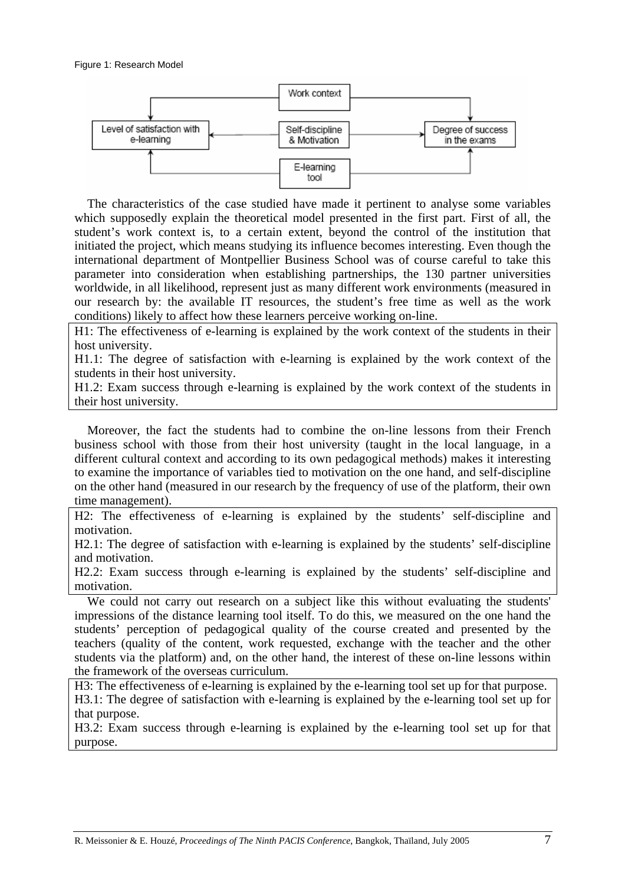Figure 1: Research Model

The characteristics of the case studied have made it pertinent to analyse some variables which supposedly explain the theoretical model presented in the first part. First of all, the student's work context is, to a certain extent, beyond the control of the institution that initiated the project, which means studying its influence becomes interesting. Even though the international department of Montpellier Business School was of course careful to take this parameter into consideration when establishing partnerships, the 130 partner universities worldwide, in all likelihood, represent just as many different work environments (measured in our research by: the available IT resources, the student's free time as well as the work conditions) likely to affect how these learners perceive working on-line.

H1: The effectiveness of e-learning is explained by the work context of the students in their host university.
H1.1: The degree of satisfaction with e-learning is explained by the work context of the students in their host university.
H1.2: Exam success through e-learning is explained by the work context of the students in their host university.

Moreover, the fact the students had to combine the on-line lessons from their French business school with those from their host university (taught in the local language, in a different cultural context and according to its own pedagogical methods) makes it interesting to examine the importance of variables tied to motivation on the one hand, and self-discipline on the other hand (measured in our research by the frequency of use of the platform, their own time management).

H2: The effectiveness of e-learning is explained by the students' self-discipline and motivation.
H2.1: The degree of satisfaction with e-learning is explained by the students' self-discipline and motivation.
H2.2: Exam success through e-learning is explained by the students' self-discipline and motivation.

We could not carry out research on a subject like this without evaluating the students' impressions of the distance learning tool itself. To do this, we measured on the one hand the students' perception of pedagogical quality of the course created and presented by the teachers (quality of the content, work requested, exchange with the teacher and the other students via the platform) and, on the other hand, the interest of these on-line lessons within the framework of the overseas curriculum.

H3: The effectiveness of e-learning is explained by the e-learning tool set up for that purpose.
H3.1: The degree of satisfaction with e-learning is explained by the e-learning tool set up for that purpose.
H3.2: Exam success through e-learning is explained by the e-learning tool set up for that purpose.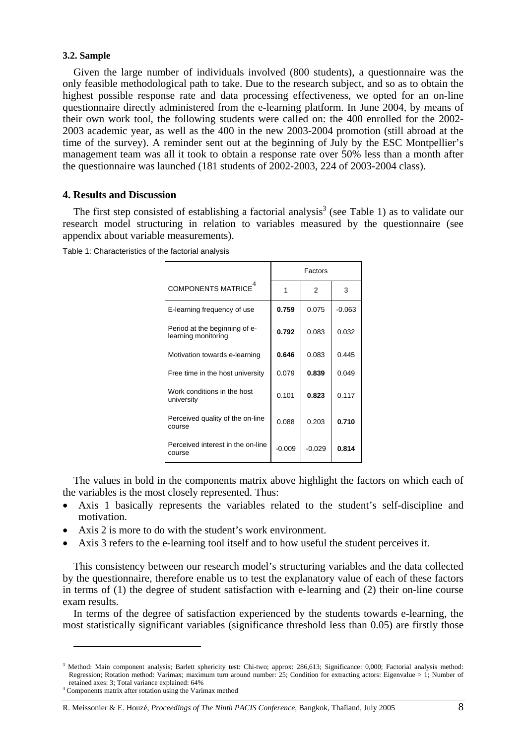### 3.2. Sample

Given the large number of individuals involved (800 students), a questionnaire was the only feasible methodological path to take. Due to the research subject, and so as to obtain the highest possible response rate and data processing effectiveness, we opted for an on-line questionnaire directly administered from the e-learning platform. In June 2004, by means of their own work tool, the following students were called on: the 400 enrolled for the 2002-2003 academic year, as well as the 400 in the new 2003-2004 promotion (still abroad at the time of the survey). A reminder sent out at the beginning of July by the ESC Montpellier's management team was all it took to obtain a response rate over 50% less than a month after the questionnaire was launched (181 students of 2002-2003, 224 of 2003-2004 class).

## 4. Results and Discussion

The first step consisted of establishing a factorial analysis[3] (see Table 1) as to validate our research model structuring in relation to variables measured by the questionnaire (see appendix about variable measurements).

Table 1: Characteristics of the factorial analysis

| | Factors | | |
|---|---|---|---|
| COMPONENTS MATRICE[4] | 1 | 2 | 3 |
| E-learning frequency of use | **0.759** | 0.075 | -0.063 |
| Period at the beginning of e-learning monitoring | **0.792** | 0.083 | 0.032 |
| Motivation towards e-learning | **0.646** | 0.083 | 0.445 |
| Free time in the host university | 0.079 | **0.839** | 0.049 |
| Work conditions in the host university | 0.101 | **0.823** | 0.117 |
| Perceived quality of the on-line course | 0.088 | 0.203 | **0.710** |
| Perceived interest in the on-line course | -0.009 | -0.029 | **0.814** |

The values in bold in the components matrix above highlight the factors on which each of the variables is the most closely represented. Thus:

- Axis 1 basically represents the variables related to the student's self-discipline and motivation.
- Axis 2 is more to do with the student's work environment.
- Axis 3 refers to the e-learning tool itself and to how useful the student perceives it.

This consistency between our research model's structuring variables and the data collected by the questionnaire, therefore enable us to test the explanatory value of each of these factors in terms of (1) the degree of student satisfaction with e-learning and (2) their on-line course exam results.

In terms of the degree of satisfaction experienced by the students towards e-learning, the most statistically significant variables (significance threshold less than 0.05) are firstly those

---

[3] Method: Main component analysis; Barlett sphericity test: Chi-two; approx: 286,613; Significance: 0,000; Factorial analysis method: Regression; Rotation method: Varimax; maximum turn around number: 25; Condition for extracting actors: Eigenvalue > 1; Number of retained axes: 3; Total variance explained: 64%

[4] Components matrix after rotation using the Varimax method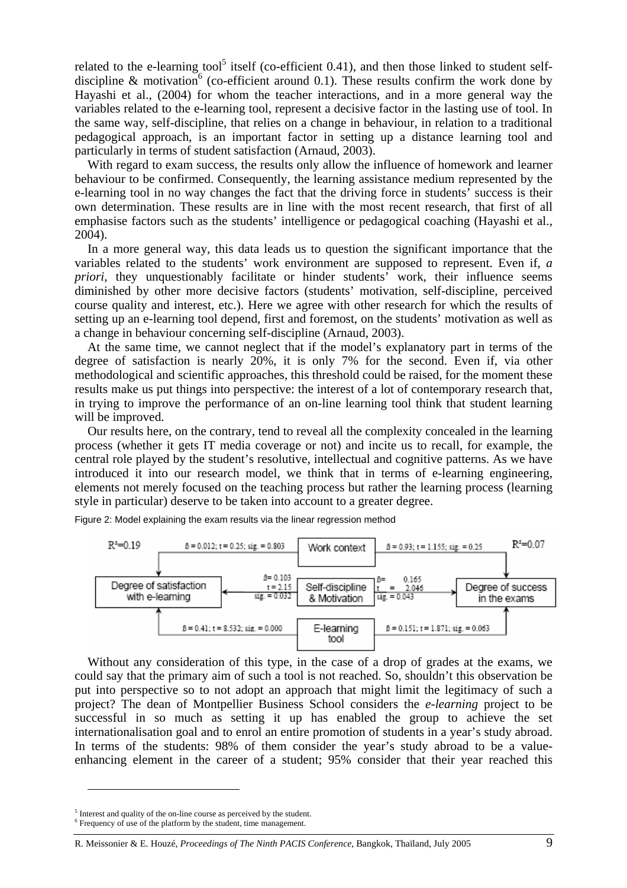related to the e-learning tool[5] itself (co-efficient 0.41), and then those linked to student self-discipline & motivation[6] (co-efficient around 0.1). These results confirm the work done by Hayashi et al., (2004) for whom the teacher interactions, and in a more general way the variables related to the e-learning tool, represent a decisive factor in the lasting use of tool. In the same way, self-discipline, that relies on a change in behaviour, in relation to a traditional pedagogical approach, is an important factor in setting up a distance learning tool and particularly in terms of student satisfaction (Arnaud, 2003).

With regard to exam success, the results only allow the influence of homework and learner behaviour to be confirmed. Consequently, the learning assistance medium represented by the e-learning tool in no way changes the fact that the driving force in students' success is their own determination. These results are in line with the most recent research, that first of all emphasise factors such as the students' intelligence or pedagogical coaching (Hayashi et al., 2004).

In a more general way, this data leads us to question the significant importance that the variables related to the students' work environment are supposed to represent. Even if, *a priori*, they unquestionably facilitate or hinder students' work, their influence seems diminished by other more decisive factors (students' motivation, self-discipline, perceived course quality and interest, etc.). Here we agree with other research for which the results of setting up an e-learning tool depend, first and foremost, on the students' motivation as well as a change in behaviour concerning self-discipline (Arnaud, 2003).

At the same time, we cannot neglect that if the model's explanatory part in terms of the degree of satisfaction is nearly 20%, it is only 7% for the second. Even if, via other methodological and scientific approaches, this threshold could be raised, for the moment these results make us put things into perspective: the interest of a lot of contemporary research that, in trying to improve the performance of an on-line learning tool think that student learning will be improved.

Our results here, on the contrary, tend to reveal all the complexity concealed in the learning process (whether it gets IT media coverage or not) and incite us to recall, for example, the central role played by the student's resolutive, intellectual and cognitive patterns. As we have introduced it into our research model, we think that in terms of e-learning engineering, elements not merely focused on the teaching process but rather the learning process (learning style in particular) deserve to be taken into account to a greater degree.

Figure 2: Model explaining the exam results via the linear regression method

| Predictor | Degree of satisfaction with e-learning ($R^2=0.19$) | Degree of success in the exams ($R^2=0.07$) |
|---|---|---|
| Work context | $\beta = 0.012$; $t = 0.25$; sig. = 0.803 | $\beta = 0.93$; $t = 1.155$; sig. = 0.25 |
| Self-discipline & Motivation | $\beta = 0.103$; $t = 2.15$; sig. = 0.032 | $\beta = 0.165$; $t = 2.046$; sig. = 0.043 |
| E-learning tool | $\beta = 0.41$; $t = 8.532$; sig. = 0.000 | $\beta = 0.151$; $t = 1.871$; sig. = 0.063 |

Without any consideration of this type, in the case of a drop of grades at the exams, we could say that the primary aim of such a tool is not reached. So, shouldn't this observation be put into perspective so to not adopt an approach that might limit the legitimacy of such a project? The dean of Montpellier Business School considers the *e-learning* project to be successful in so much as setting it up has enabled the group to achieve the set internationalisation goal and to enrol an entire promotion of students in a year's study abroad. In terms of the students: 98% of them consider the year's study abroad to be a value-enhancing element in the career of a student; 95% consider that their year reached this

---

[5] Interest and quality of the on-line course as perceived by the student.

[6] Frequency of use of the platform by the student, time management.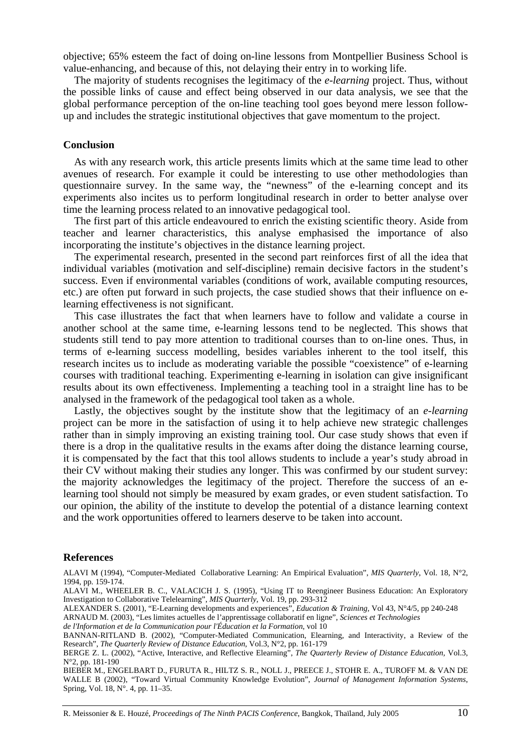objective; 65% esteem the fact of doing on-line lessons from Montpellier Business School is value-enhancing, and because of this, not delaying their entry in to working life.

The majority of students recognises the legitimacy of the *e-learning* project. Thus, without the possible links of cause and effect being observed in our data analysis, we see that the global performance perception of the on-line teaching tool goes beyond mere lesson follow-up and includes the strategic institutional objectives that gave momentum to the project.

## Conclusion

As with any research work, this article presents limits which at the same time lead to other avenues of research. For example it could be interesting to use other methodologies than questionnaire survey. In the same way, the "newness" of the e-learning concept and its experiments also incites us to perform longitudinal research in order to better analyse over time the learning process related to an innovative pedagogical tool.

The first part of this article endeavoured to enrich the existing scientific theory. Aside from teacher and learner characteristics, this analyse emphasised the importance of also incorporating the institute's objectives in the distance learning project.

The experimental research, presented in the second part reinforces first of all the idea that individual variables (motivation and self-discipline) remain decisive factors in the student's success. Even if environmental variables (conditions of work, available computing resources, etc.) are often put forward in such projects, the case studied shows that their influence on e-learning effectiveness is not significant.

This case illustrates the fact that when learners have to follow and validate a course in another school at the same time, e-learning lessons tend to be neglected. This shows that students still tend to pay more attention to traditional courses than to on-line ones. Thus, in terms of e-learning success modelling, besides variables inherent to the tool itself, this research incites us to include as moderating variable the possible "coexistence" of e-learning courses with traditional teaching. Experimenting e-learning in isolation can give insignificant results about its own effectiveness. Implementing a teaching tool in a straight line has to be analysed in the framework of the pedagogical tool taken as a whole.

Lastly, the objectives sought by the institute show that the legitimacy of an *e-learning* project can be more in the satisfaction of using it to help achieve new strategic challenges rather than in simply improving an existing training tool. Our case study shows that even if there is a drop in the qualitative results in the exams after doing the distance learning course, it is compensated by the fact that this tool allows students to include a year's study abroad in their CV without making their studies any longer. This was confirmed by our student survey: the majority acknowledges the legitimacy of the project. Therefore the success of an e-learning tool should not simply be measured by exam grades, or even student satisfaction. To our opinion, the ability of the institute to develop the potential of a distance learning context and the work opportunities offered to learners deserve to be taken into account.

## References

ALAVI M (1994), "Computer-Mediated Collaborative Learning: An Empirical Evaluation", *MIS Quarterly*, Vol. 18, N°2, 1994, pp. 159-174.

ALAVI M., WHEELER B. C., VALACICH J. S. (1995), "Using IT to Reengineer Business Education: An Exploratory Investigation to Collaborative Telelearning", *MIS Quarterly*, Vol. 19, pp. 293-312

ALEXANDER S. (2001), "E-Learning developments and experiences", *Education & Training*, Vol 43, N°4/5, pp 240-248

ARNAUD M. (2003), "Les limites actuelles de l'apprentissage collaboratif en ligne", *Sciences et Technologies de l'Information et de la Communication pour l'Éducation et la Formation*, vol 10

BANNAN-RITLAND B. (2002), "Computer-Mediated Communication, Elearning, and Interactivity, a Review of the Research", *The Quarterly Review of Distance Education*, Vol.3, N°2, pp. 161-179

BERGE Z. L. (2002), "Active, Interactive, and Reflective Elearning", *The Quarterly Review of Distance Education*, Vol.3, N°2, pp. 181-190

BIEBER M., ENGELBART D., FURUTA R., HILTZ S. R., NOLL J., PREECE J., STOHR E. A., TUROFF M. & VAN DE WALLE B (2002), "Toward Virtual Community Knowledge Evolution", *Journal of Management Information Systems*, Spring, Vol. 18, N°. 4, pp. 11–35.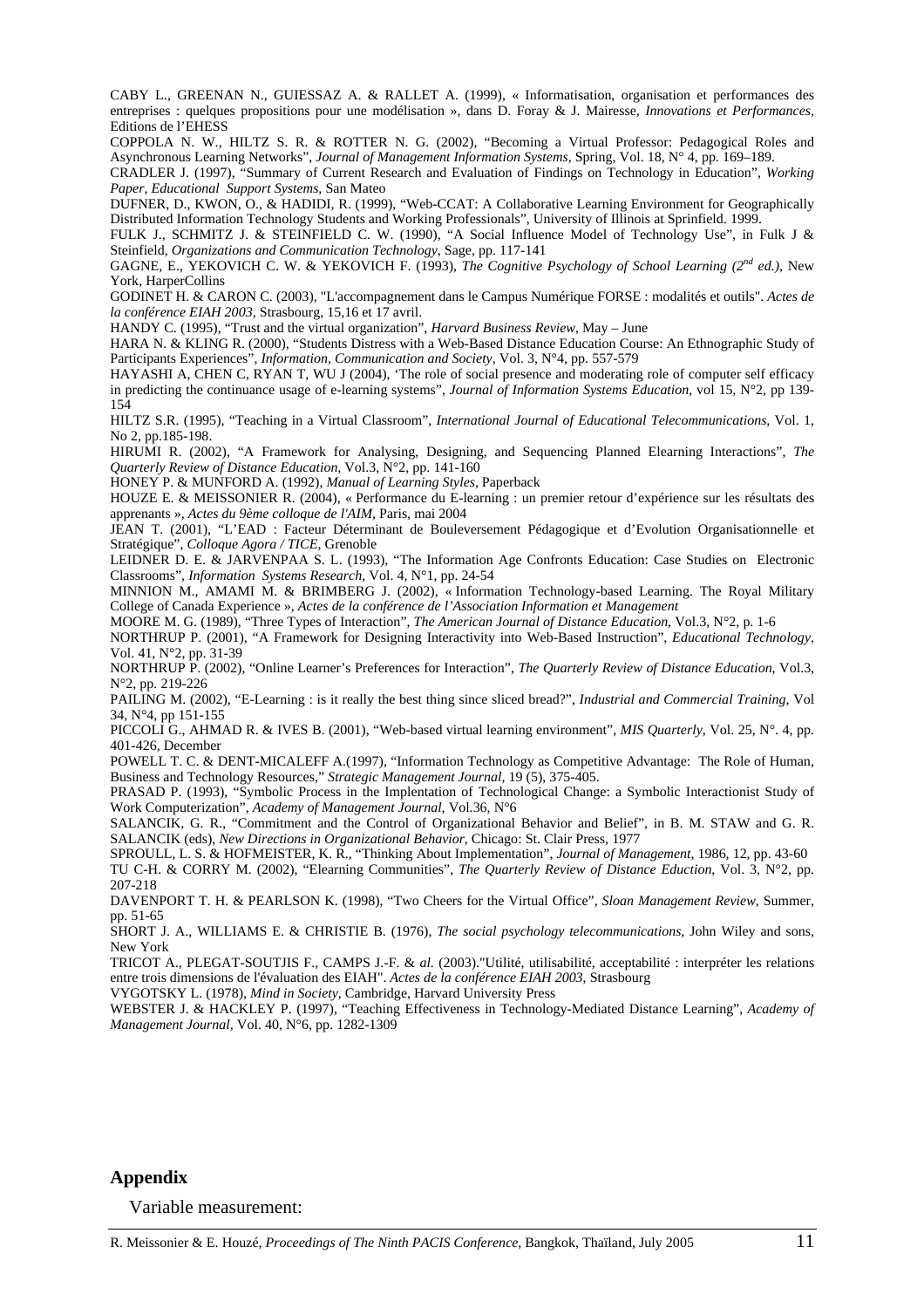CABY L., GREENAN N., GUIESSAZ A. & RALLET A. (1999), « Informatisation, organisation et performances des entreprises : quelques propositions pour une modélisation », dans D. Foray & J. Mairesse, *Innovations et Performances*, Editions de l'EHESS

COPPOLA N. W., HILTZ S. R. & ROTTER N. G. (2002), "Becoming a Virtual Professor: Pedagogical Roles and Asynchronous Learning Networks", *Journal of Management Information Systems*, Spring, Vol. 18, N° 4, pp. 169–189.

CRADLER J. (1997), "Summary of Current Research and Evaluation of Findings on Technology in Education", *Working Paper, Educational Support Systems*, San Mateo

DUFNER, D., KWON, O., & HADIDI, R. (1999), "Web-CCAT: A Collaborative Learning Environment for Geographically Distributed Information Technology Students and Working Professionals", University of Illinois at Sprinfield. 1999.

FULK J., SCHMITZ J. & STEINFIELD C. W. (1990), "A Social Influence Model of Technology Use", in Fulk J & Steinfield, *Organizations and Communication Technology*, Sage, pp. 117-141

GAGNE, E., YEKOVICH C. W. & YEKOVICH F. (1993), *The Cognitive Psychology of School Learning (2nd ed.)*, New York, HarperCollins

GODINET H. & CARON C. (2003), "L'accompagnement dans le Campus Numérique FORSE : modalités et outils". *Actes de la conférence EIAH 2003*, Strasbourg, 15,16 et 17 avril.

HANDY C. (1995), "Trust and the virtual organization", *Harvard Business Review*, May – June

HARA N. & KLING R. (2000), "Students Distress with a Web-Based Distance Education Course: An Ethnographic Study of Participants Experiences", *Information, Communication and Society*, Vol. 3, N°4, pp. 557-579

HAYASHI A, CHEN C, RYAN T, WU J (2004), 'The role of social presence and moderating role of computer self efficacy in predicting the continuance usage of e-learning systems", *Journal of Information Systems Education*, vol 15, N°2, pp 139-154

HILTZ S.R. (1995), "Teaching in a Virtual Classroom", *International Journal of Educational Telecommunications*, Vol. 1, No 2, pp.185-198.

HIRUMI R. (2002), "A Framework for Analysing, Designing, and Sequencing Planned Elearning Interactions", *The Quarterly Review of Distance Education*, Vol.3, N°2, pp. 141-160

HONEY P. & MUNFORD A. (1992), *Manual of Learning Styles*, Paperback

HOUZE E. & MEISSONIER R. (2004), « Performance du E-learning : un premier retour d'expérience sur les résultats des apprenants », *Actes du 9ème colloque de l'AIM*, Paris, mai 2004

JEAN T. (2001), "L'EAD : Facteur Déterminant de Bouleversement Pédagogique et d'Evolution Organisationnelle et Stratégique", *Colloque Agora / TICE*, Grenoble

LEIDNER D. E. & JARVENPAA S. L. (1993), "The Information Age Confronts Education: Case Studies on Electronic Classrooms", *Information Systems Research*, Vol. 4, N°1, pp. 24-54

MINNION M., AMAMI M. & BRIMBERG J. (2002), « Information Technology-based Learning. The Royal Military College of Canada Experience », *Actes de la conférence de l'Association Information et Management*

MOORE M. G. (1989), "Three Types of Interaction", *The American Journal of Distance Education*, Vol.3, N°2, p. 1-6

NORTHRUP P. (2001), "A Framework for Designing Interactivity into Web-Based Instruction", *Educational Technology*, Vol. 41, N°2, pp. 31-39

NORTHRUP P. (2002), "Online Learner's Preferences for Interaction", *The Quarterly Review of Distance Education*, Vol.3, N°2, pp. 219-226

PAILING M. (2002), "E-Learning : is it really the best thing since sliced bread?", *Industrial and Commercial Training*, Vol 34, N°4, pp 151-155

PICCOLI G., AHMAD R. & IVES B. (2001), "Web-based virtual learning environment", *MIS Quarterly*, Vol. 25, N°. 4, pp. 401-426, December

POWELL T. C. & DENT-MICALEFF A.(1997), "Information Technology as Competitive Advantage: The Role of Human, Business and Technology Resources," *Strategic Management Journal*, 19 (5), 375-405.

PRASAD P. (1993), "Symbolic Process in the Implentation of Technological Change: a Symbolic Interactionist Study of Work Computerization", *Academy of Management Journal*, Vol.36, N°6

SALANCIK, G. R., "Commitment and the Control of Organizational Behavior and Belief", in B. M. STAW and G. R. SALANCIK (eds), *New Directions in Organizational Behavior*, Chicago: St. Clair Press, 1977

SPROULL, L. S. & HOFMEISTER, K. R., "Thinking About Implementation", *Journal of Management*, 1986, 12, pp. 43-60

TU C-H. & CORRY M. (2002), "Elearning Communities", *The Quarterly Review of Distance Eduction*, Vol. 3, N°2, pp. 207-218

DAVENPORT T. H. & PEARLSON K. (1998), "Two Cheers for the Virtual Office", *Sloan Management Review*, Summer, pp. 51-65

SHORT J. A., WILLIAMS E. & CHRISTIE B. (1976), *The social psychology telecommunications*, John Wiley and sons, New York

TRICOT A., PLEGAT-SOUTJIS F., CAMPS J.-F. & *al.* (2003)."Utilité, utilisabilité, acceptabilité : interpréter les relations entre trois dimensions de l'évaluation des EIAH". *Actes de la conférence EIAH 2003*, Strasbourg

VYGOTSKY L. (1978), *Mind in Society*, Cambridge, Harvard University Press

WEBSTER J. & HACKLEY P. (1997), "Teaching Effectiveness in Technology-Mediated Distance Learning", *Academy of Management Journal*, Vol. 40, N°6, pp. 1282-1309

## Appendix

Variable measurement: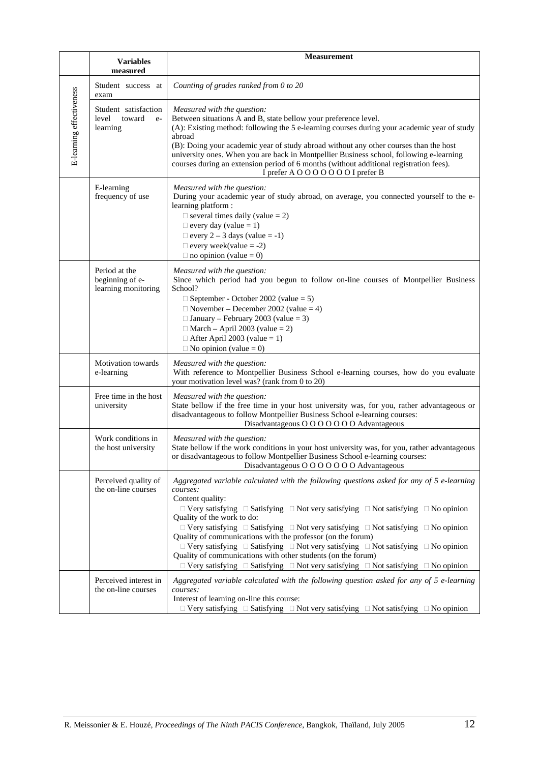| | Variables measured | Measurement |
|---|---|---|
| E-learning effectiveness | Student success at exam | *Counting of grades ranked from 0 to 20* |
| | Student satisfaction level toward e-learning | *Measured with the question:* Between situations A and B, state bellow your preference level. (A): Existing method: following the 5 e-learning courses during your academic year of study abroad (B): Doing your academic year of study abroad without any other courses than the host university ones. When you are back in Montpellier Business school, following e-learning courses during an extension period of 6 months (without additional registration fees). I prefer A O O O O O O O O I prefer B |
| | E-learning frequency of use | *Measured with the question:* During your academic year of study abroad, on average, you connected yourself to the e-learning platform : □ several times daily (value = 2) □ every day (value = 1) □ every 2 – 3 days (value = -1) □ every week(value = -2) □ no opinion (value = 0) |
| | Period at the beginning of e-learning monitoring | *Measured with the question:* Since which period had you begun to follow on-line courses of Montpellier Business School? □ September - October 2002 (value = 5) □ November – December 2002 (value = 4) □ January – February 2003 (value = 3) □ March – April 2003 (value = 2) □ After April 2003 (value = 1) □ No opinion (value = 0) |
| | Motivation towards e-learning | *Measured with the question:* With reference to Montpellier Business School e-learning courses, how do you evaluate your motivation level was? (rank from 0 to 20) |
| | Free time in the host university | *Measured with the question:* State bellow if the free time in your host university was, for you, rather advantageous or disadvantageous to follow Montpellier Business School e-learning courses: Disadvantageous O O O O O O O Advantageous |
| | Work conditions in the host university | *Measured with the question:* State bellow if the work conditions in your host university was, for you, rather advantageous or disadvantageous to follow Montpellier Business School e-learning courses: Disadvantageous O O O O O O O Advantageous |
| | Perceived quality of the on-line courses | *Aggregated variable calculated with the following questions asked for any of 5 e-learning courses:* Content quality: □ Very satisfying □ Satisfying □ Not very satisfying □ Not satisfying □ No opinion Quality of the work to do: □ Very satisfying □ Satisfying □ Not very satisfying □ Not satisfying □ No opinion Quality of communications with the professor (on the forum) □ Very satisfying □ Satisfying □ Not very satisfying □ Not satisfying □ No opinion Quality of communications with other students (on the forum) □ Very satisfying □ Satisfying □ Not very satisfying □ Not satisfying □ No opinion |
| | Perceived interest in the on-line courses | *Aggregated variable calculated with the following question asked for any of 5 e-learning courses:* Interest of learning on-line this course: □ Very satisfying □ Satisfying □ Not very satisfying □ Not satisfying □ No opinion |